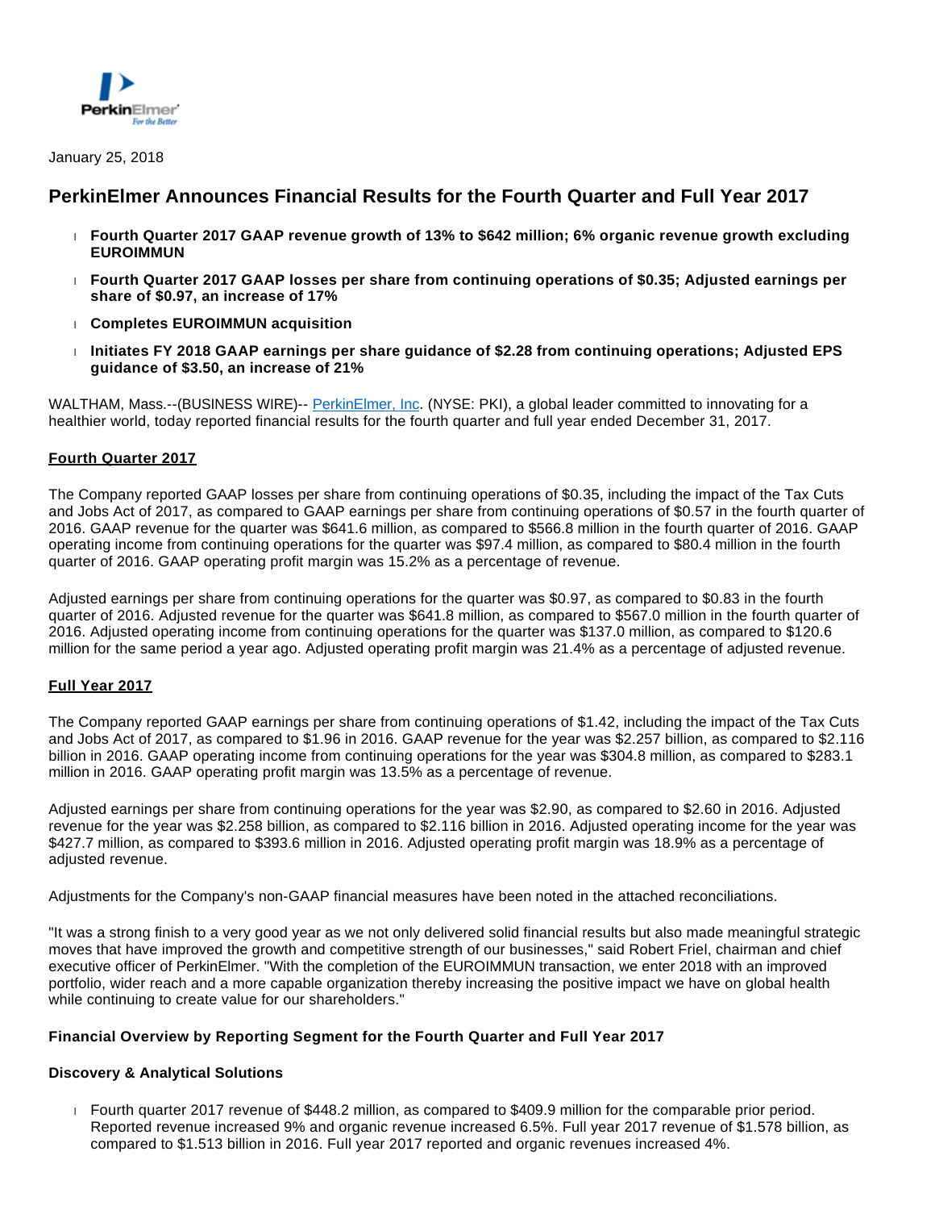January 25, 2018

# PerkinElmer Announces Financial Results for the Fourth Quarter and Full Year 2017

- **Fourth Quarter 2017 GAAP revenue growth of 13% to $642 million; 6% organic revenue growth excluding EUROIMMUN**
- **Fourth Quarter 2017 GAAP losses per share from continuing operations of $0.35; Adjusted earnings per share of $0.97, an increase of 17%**
- **Completes EUROIMMUN acquisition**
- **Initiates FY 2018 GAAP earnings per share guidance of $2.28 from continuing operations; Adjusted EPS guidance of $3.50, an increase of 21%**

WALTHAM, Mass.--(BUSINESS WIRE)-- PerkinElmer, Inc. (NYSE: PKI), a global leader committed to innovating for a healthier world, today reported financial results for the fourth quarter and full year ended December 31, 2017.

## Fourth Quarter 2017

The Company reported GAAP losses per share from continuing operations of $0.35, including the impact of the Tax Cuts and Jobs Act of 2017, as compared to GAAP earnings per share from continuing operations of $0.57 in the fourth quarter of 2016. GAAP revenue for the quarter was $641.6 million, as compared to $566.8 million in the fourth quarter of 2016. GAAP operating income from continuing operations for the quarter was $97.4 million, as compared to $80.4 million in the fourth quarter of 2016. GAAP operating profit margin was 15.2% as a percentage of revenue.

Adjusted earnings per share from continuing operations for the quarter was $0.97, as compared to $0.83 in the fourth quarter of 2016. Adjusted revenue for the quarter was $641.8 million, as compared to $567.0 million in the fourth quarter of 2016. Adjusted operating income from continuing operations for the quarter was $137.0 million, as compared to $120.6 million for the same period a year ago. Adjusted operating profit margin was 21.4% as a percentage of adjusted revenue.

## Full Year 2017

The Company reported GAAP earnings per share from continuing operations of $1.42, including the impact of the Tax Cuts and Jobs Act of 2017, as compared to $1.96 in 2016. GAAP revenue for the year was $2.257 billion, as compared to $2.116 billion in 2016. GAAP operating income from continuing operations for the year was $304.8 million, as compared to $283.1 million in 2016. GAAP operating profit margin was 13.5% as a percentage of revenue.

Adjusted earnings per share from continuing operations for the year was $2.90, as compared to $2.60 in 2016. Adjusted revenue for the year was $2.258 billion, as compared to $2.116 billion in 2016. Adjusted operating income for the year was $427.7 million, as compared to $393.6 million in 2016. Adjusted operating profit margin was 18.9% as a percentage of adjusted revenue.

Adjustments for the Company's non-GAAP financial measures have been noted in the attached reconciliations.

"It was a strong finish to a very good year as we not only delivered solid financial results but also made meaningful strategic moves that have improved the growth and competitive strength of our businesses," said Robert Friel, chairman and chief executive officer of PerkinElmer. "With the completion of the EUROIMMUN transaction, we enter 2018 with an improved portfolio, wider reach and a more capable organization thereby increasing the positive impact we have on global health while continuing to create value for our shareholders."

### Financial Overview by Reporting Segment for the Fourth Quarter and Full Year 2017

### Discovery & Analytical Solutions

- Fourth quarter 2017 revenue of $448.2 million, as compared to $409.9 million for the comparable prior period. Reported revenue increased 9% and organic revenue increased 6.5%. Full year 2017 revenue of $1.578 billion, as compared to $1.513 billion in 2016. Full year 2017 reported and organic revenues increased 4%.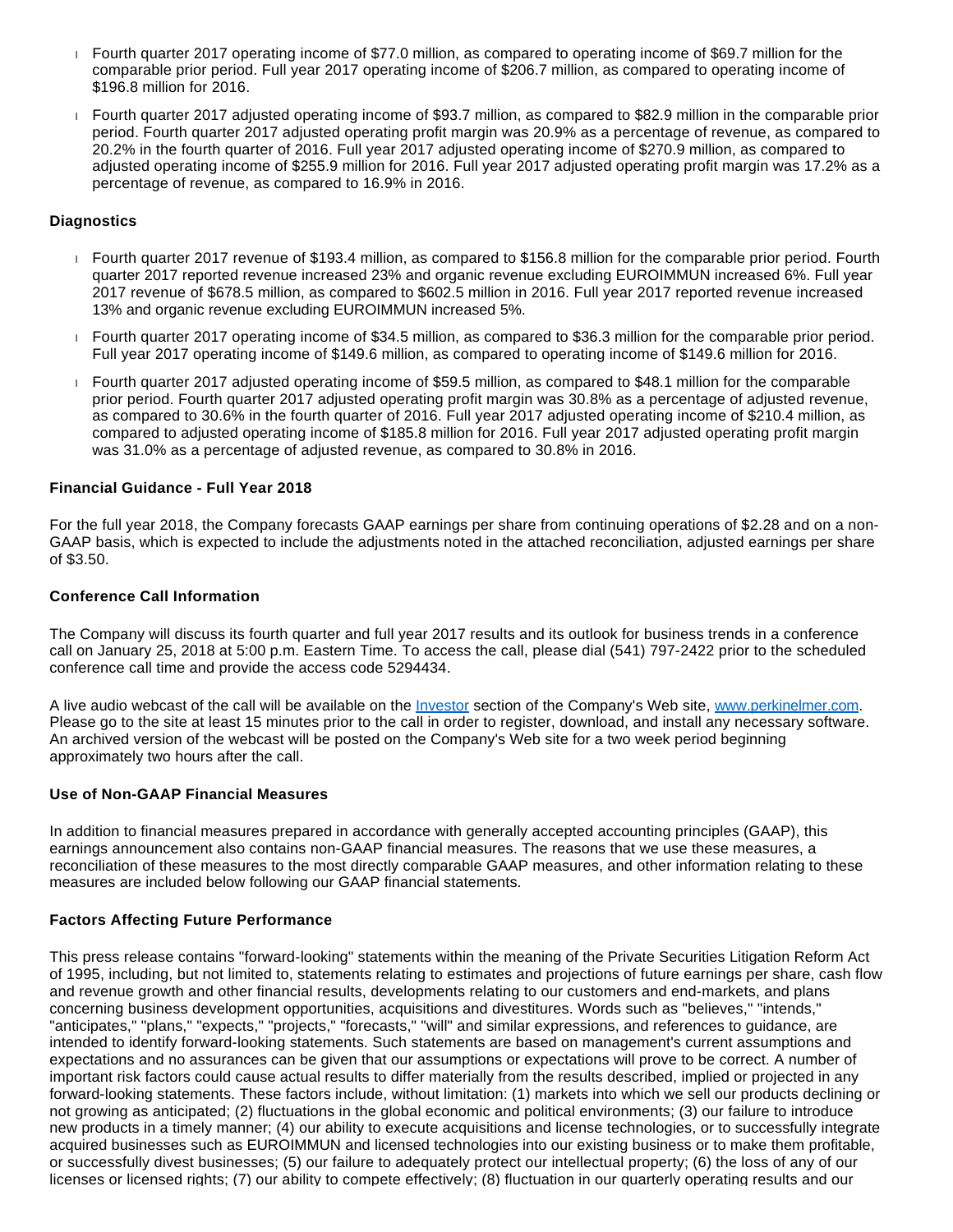- Fourth quarter 2017 operating income of $77.0 million, as compared to operating income of $69.7 million for the comparable prior period. Full year 2017 operating income of $206.7 million, as compared to operating income of $196.8 million for 2016.
- Fourth quarter 2017 adjusted operating income of $93.7 million, as compared to $82.9 million in the comparable prior period. Fourth quarter 2017 adjusted operating profit margin was 20.9% as a percentage of revenue, as compared to 20.2% in the fourth quarter of 2016. Full year 2017 adjusted operating income of $270.9 million, as compared to adjusted operating income of $255.9 million for 2016. Full year 2017 adjusted operating profit margin was 17.2% as a percentage of revenue, as compared to 16.9% in 2016.

**Diagnostics**

- Fourth quarter 2017 revenue of $193.4 million, as compared to $156.8 million for the comparable prior period. Fourth quarter 2017 reported revenue increased 23% and organic revenue excluding EUROIMMUN increased 6%. Full year 2017 revenue of $678.5 million, as compared to $602.5 million in 2016. Full year 2017 reported revenue increased 13% and organic revenue excluding EUROIMMUN increased 5%.
- Fourth quarter 2017 operating income of $34.5 million, as compared to $36.3 million for the comparable prior period. Full year 2017 operating income of $149.6 million, as compared to operating income of $149.6 million for 2016.
- Fourth quarter 2017 adjusted operating income of $59.5 million, as compared to $48.1 million for the comparable prior period. Fourth quarter 2017 adjusted operating profit margin was 30.8% as a percentage of adjusted revenue, as compared to 30.6% in the fourth quarter of 2016. Full year 2017 adjusted operating income of $210.4 million, as compared to adjusted operating income of $185.8 million for 2016. Full year 2017 adjusted operating profit margin was 31.0% as a percentage of adjusted revenue, as compared to 30.8% in 2016.

**Financial Guidance - Full Year 2018**

For the full year 2018, the Company forecasts GAAP earnings per share from continuing operations of $2.28 and on a non-GAAP basis, which is expected to include the adjustments noted in the attached reconciliation, adjusted earnings per share of $3.50.

**Conference Call Information**

The Company will discuss its fourth quarter and full year 2017 results and its outlook for business trends in a conference call on January 25, 2018 at 5:00 p.m. Eastern Time. To access the call, please dial (541) 797-2422 prior to the scheduled conference call time and provide the access code 5294434.

A live audio webcast of the call will be available on the Investor section of the Company's Web site, www.perkinelmer.com. Please go to the site at least 15 minutes prior to the call in order to register, download, and install any necessary software. An archived version of the webcast will be posted on the Company's Web site for a two week period beginning approximately two hours after the call.

**Use of Non-GAAP Financial Measures**

In addition to financial measures prepared in accordance with generally accepted accounting principles (GAAP), this earnings announcement also contains non-GAAP financial measures. The reasons that we use these measures, a reconciliation of these measures to the most directly comparable GAAP measures, and other information relating to these measures are included below following our GAAP financial statements.

**Factors Affecting Future Performance**

This press release contains "forward-looking" statements within the meaning of the Private Securities Litigation Reform Act of 1995, including, but not limited to, statements relating to estimates and projections of future earnings per share, cash flow and revenue growth and other financial results, developments relating to our customers and end-markets, and plans concerning business development opportunities, acquisitions and divestitures. Words such as "believes," "intends," "anticipates," "plans," "expects," "projects," "forecasts," "will" and similar expressions, and references to guidance, are intended to identify forward-looking statements. Such statements are based on management's current assumptions and expectations and no assurances can be given that our assumptions or expectations will prove to be correct. A number of important risk factors could cause actual results to differ materially from the results described, implied or projected in any forward-looking statements. These factors include, without limitation: (1) markets into which we sell our products declining or not growing as anticipated; (2) fluctuations in the global economic and political environments; (3) our failure to introduce new products in a timely manner; (4) our ability to execute acquisitions and license technologies, or to successfully integrate acquired businesses such as EUROIMMUN and licensed technologies into our existing business or to make them profitable, or successfully divest businesses; (5) our failure to adequately protect our intellectual property; (6) the loss of any of our licenses or licensed rights; (7) our ability to compete effectively; (8) fluctuation in our quarterly operating results and our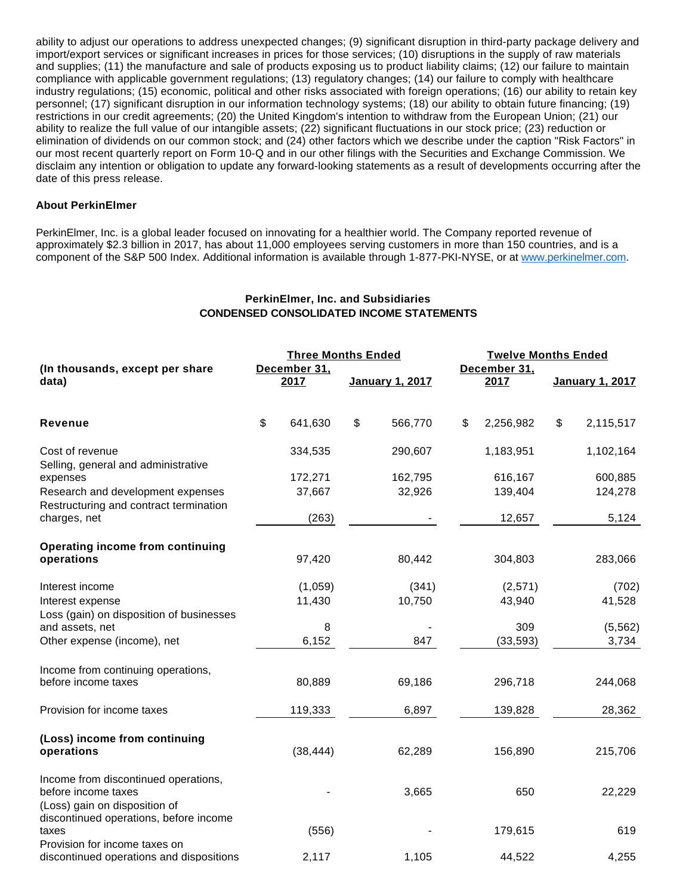ability to adjust our operations to address unexpected changes; (9) significant disruption in third-party package delivery and import/export services or significant increases in prices for those services; (10) disruptions in the supply of raw materials and supplies; (11) the manufacture and sale of products exposing us to product liability claims; (12) our failure to maintain compliance with applicable government regulations; (13) regulatory changes; (14) our failure to comply with healthcare industry regulations; (15) economic, political and other risks associated with foreign operations; (16) our ability to retain key personnel; (17) significant disruption in our information technology systems; (18) our ability to obtain future financing; (19) restrictions in our credit agreements; (20) the United Kingdom's intention to withdraw from the European Union; (21) our ability to realize the full value of our intangible assets; (22) significant fluctuations in our stock price; (23) reduction or elimination of dividends on our common stock; and (24) other factors which we describe under the caption "Risk Factors" in our most recent quarterly report on Form 10-Q and in our other filings with the Securities and Exchange Commission. We disclaim any intention or obligation to update any forward-looking statements as a result of developments occurring after the date of this press release.

**About PerkinElmer**

PerkinElmer, Inc. is a global leader focused on innovating for a healthier world. The Company reported revenue of approximately $2.3 billion in 2017, has about 11,000 employees serving customers in more than 150 countries, and is a component of the S&P 500 Index. Additional information is available through 1-877-PKI-NYSE, or at [www.perkinelmer.com](http://www.perkinelmer.com).

**PerkinElmer, Inc. and Subsidiaries**
**CONDENSED CONSOLIDATED INCOME STATEMENTS**

| (In thousands, except per share data) | Three Months Ended | | Twelve Months Ended | |
|---|---|---|---|---|
| | December 31, 2017 | January 1, 2017 | December 31, 2017 | January 1, 2017 |
| **Revenue** | $ 641,630 | $ 566,770 | $ 2,256,982 | $ 2,115,517 |
| Cost of revenue | 334,535 | 290,607 | 1,183,951 | 1,102,164 |
| Selling, general and administrative expenses | 172,271 | 162,795 | 616,167 | 600,885 |
| Research and development expenses | 37,667 | 32,926 | 139,404 | 124,278 |
| Restructuring and contract termination charges, net | (263) | - | 12,657 | 5,124 |
| **Operating income from continuing operations** | 97,420 | 80,442 | 304,803 | 283,066 |
| Interest income | (1,059) | (341) | (2,571) | (702) |
| Interest expense | 11,430 | 10,750 | 43,940 | 41,528 |
| Loss (gain) on disposition of businesses and assets, net | 8 | - | 309 | (5,562) |
| Other expense (income), net | 6,152 | 847 | (33,593) | 3,734 |
| Income from continuing operations, before income taxes | 80,889 | 69,186 | 296,718 | 244,068 |
| Provision for income taxes | 119,333 | 6,897 | 139,828 | 28,362 |
| **(Loss) income from continuing operations** | (38,444) | 62,289 | 156,890 | 215,706 |
| Income from discontinued operations, before income taxes | - | 3,665 | 650 | 22,229 |
| (Loss) gain on disposition of discontinued operations, before income taxes | (556) | - | 179,615 | 619 |
| Provision for income taxes on discontinued operations and dispositions | 2,117 | 1,105 | 44,522 | 4,255 |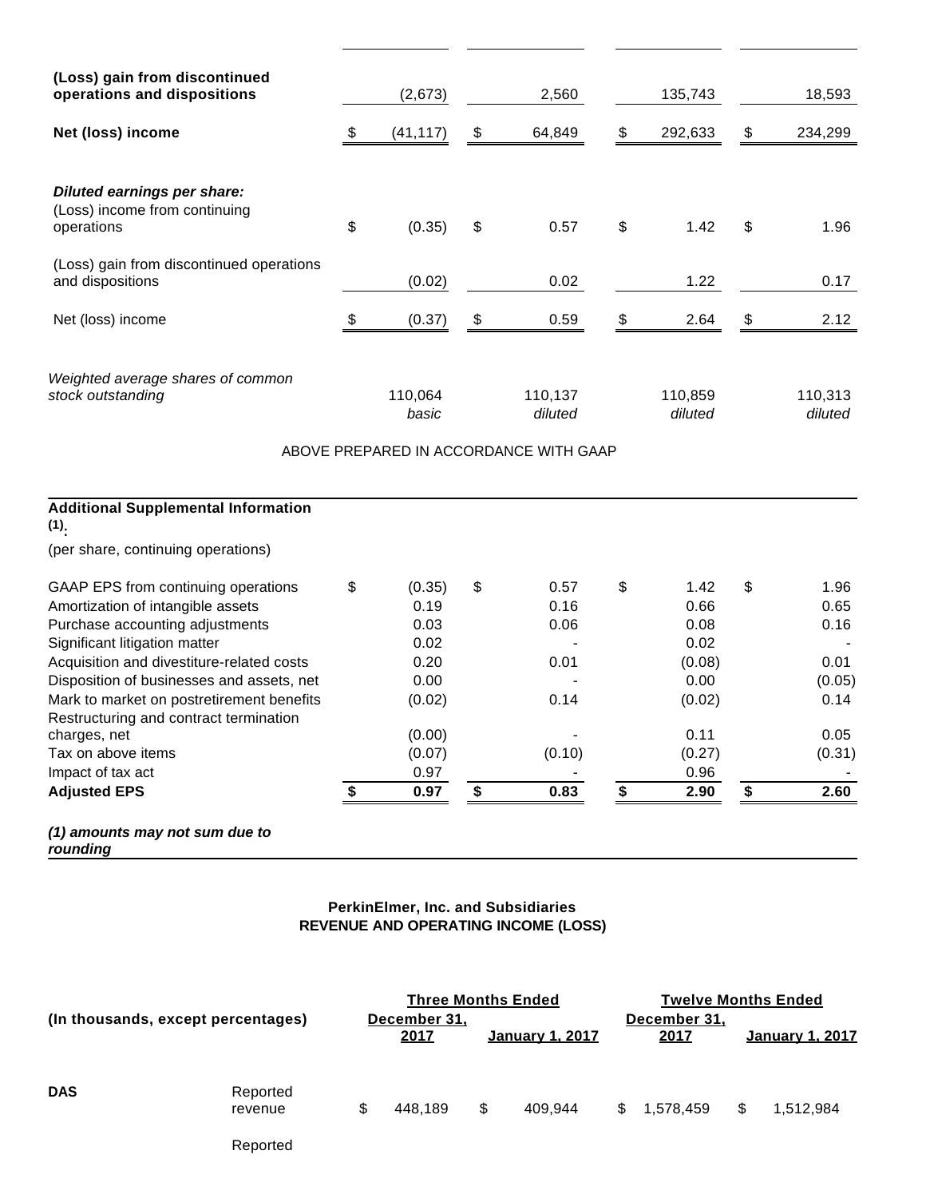| | | | | |
|---|---|---|---|---|
| **(Loss) gain from discontinued operations and dispositions** | (2,673) | 2,560 | 135,743 | 18,593 |
| **Net (loss) income** | $ (41,117) | $ 64,849 | $ 292,633 | $ 234,299 |
| ***Diluted earnings per share:*** | | | | |
| (Loss) income from continuing operations | $ (0.35) | $ 0.57 | $ 1.42 | $ 1.96 |
| (Loss) gain from discontinued operations and dispositions | (0.02) | 0.02 | 1.22 | 0.17 |
| Net (loss) income | $ (0.37) | $ 0.59 | $ 2.64 | $ 2.12 |
| *Weighted average shares of common stock outstanding* | 110,064 *basic* | 110,137 *diluted* | 110,859 *diluted* | 110,313 *diluted* |

ABOVE PREPARED IN ACCORDANCE WITH GAAP

| **Additional Supplemental Information** [(1)]**:** | | | | |
|---|---|---|---|---|
| (per share, continuing operations) | | | | |
| GAAP EPS from continuing operations | $ (0.35) | $ 0.57 | $ 1.42 | $ 1.96 |
| Amortization of intangible assets | 0.19 | 0.16 | 0.66 | 0.65 |
| Purchase accounting adjustments | 0.03 | 0.06 | 0.08 | 0.16 |
| Significant litigation matter | 0.02 | - | 0.02 | - |
| Acquisition and divestiture-related costs | 0.20 | 0.01 | (0.08) | 0.01 |
| Disposition of businesses and assets, net | 0.00 | - | 0.00 | (0.05) |
| Mark to market on postretirement benefits | (0.02) | 0.14 | (0.02) | 0.14 |
| Restructuring and contract termination charges, net | (0.00) | - | 0.11 | 0.05 |
| Tax on above items | (0.07) | (0.10) | (0.27) | (0.31) |
| Impact of tax act | 0.97 | - | 0.96 | - |
| **Adjusted EPS** | **$ 0.97** | **$ 0.83** | **$ 2.90** | **$ 2.60** |

***(1) amounts may not sum due to rounding***

**PerkinElmer, Inc. and Subsidiaries**
**REVENUE AND OPERATING INCOME (LOSS)**

| **(In thousands, except percentages)** | | **Three Months Ended** | | **Twelve Months Ended** | |
|---|---|---|---|---|---|
| | | **December 31, 2017** | **January 1, 2017** | **December 31, 2017** | **January 1, 2017** |
| **DAS** | Reported revenue | $ 448,189 | $ 409,944 | $ 1,578,459 | $ 1,512,984 |
| | Reported | | | | |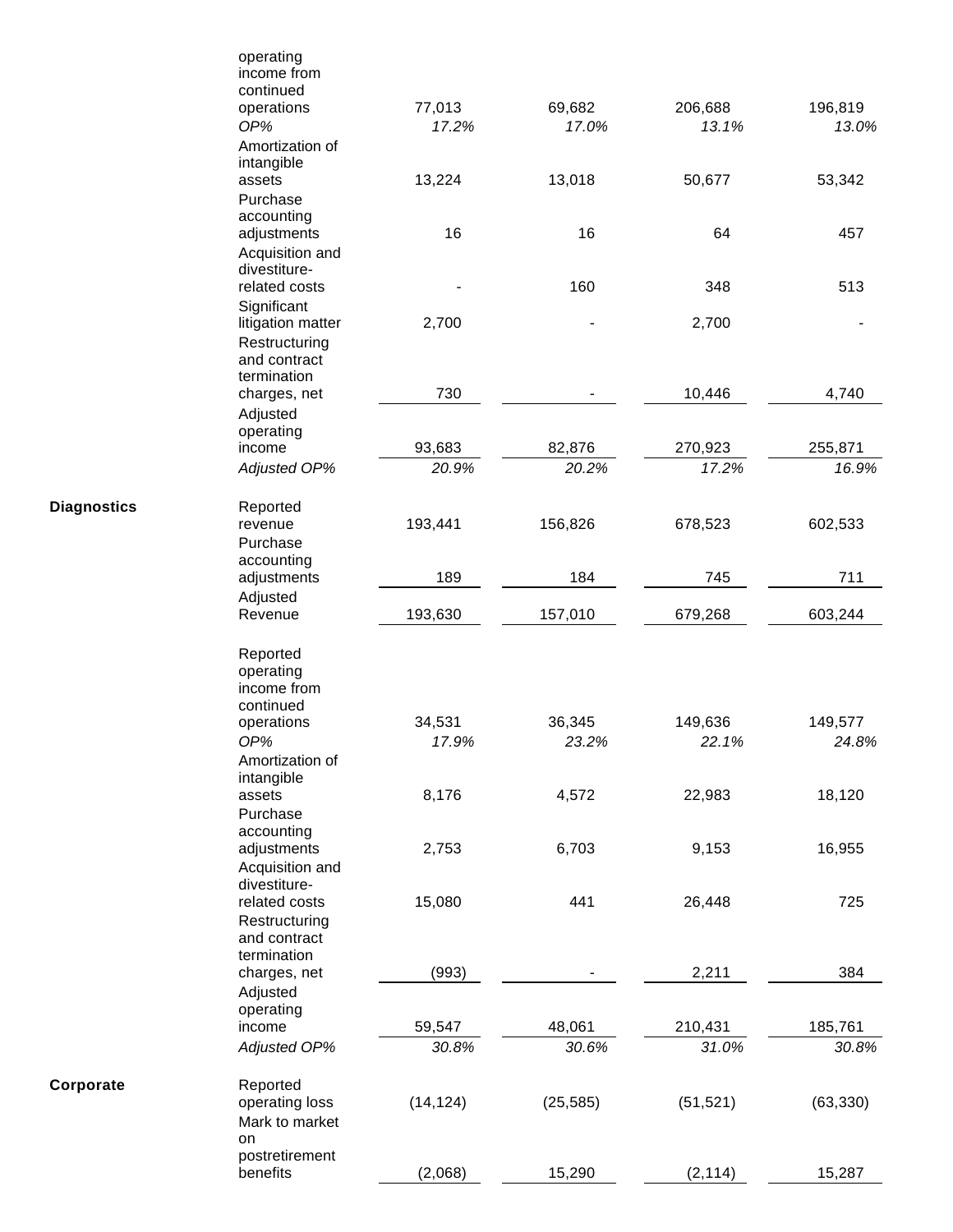| | | | | | |
|---|---|---|---|---|---|
| | Reported operating income from continued operations | 77,013 | 69,682 | 206,688 | 196,819 |
| | *OP%* | *17.2%* | *17.0%* | *13.1%* | *13.0%* |
| | Amortization of intangible assets | 13,224 | 13,018 | 50,677 | 53,342 |
| | Purchase accounting adjustments | 16 | 16 | 64 | 457 |
| | Acquisition and divestiture-related costs | - | 160 | 348 | 513 |
| | Significant litigation matter | 2,700 | - | 2,700 | - |
| | Restructuring and contract termination charges, net | 730 | - | 10,446 | 4,740 |
| | Adjusted operating income | 93,683 | 82,876 | 270,923 | 255,871 |
| | *Adjusted OP%* | *20.9%* | *20.2%* | *17.2%* | *16.9%* |
| **Diagnostics** | Reported revenue | 193,441 | 156,826 | 678,523 | 602,533 |
| | Purchase accounting adjustments | 189 | 184 | 745 | 711 |
| | Adjusted Revenue | 193,630 | 157,010 | 679,268 | 603,244 |
| | Reported operating income from continued operations | 34,531 | 36,345 | 149,636 | 149,577 |
| | *OP%* | *17.9%* | *23.2%* | *22.1%* | *24.8%* |
| | Amortization of intangible assets | 8,176 | 4,572 | 22,983 | 18,120 |
| | Purchase accounting adjustments | 2,753 | 6,703 | 9,153 | 16,955 |
| | Acquisition and divestiture-related costs | 15,080 | 441 | 26,448 | 725 |
| | Restructuring and contract termination charges, net | (993) | - | 2,211 | 384 |
| | Adjusted operating income | 59,547 | 48,061 | 210,431 | 185,761 |
| | *Adjusted OP%* | *30.8%* | *30.6%* | *31.0%* | *30.8%* |
| **Corporate** | Reported operating loss | (14,124) | (25,585) | (51,521) | (63,330) |
| | Mark to market on postretirement benefits | (2,068) | 15,290 | (2,114) | 15,287 |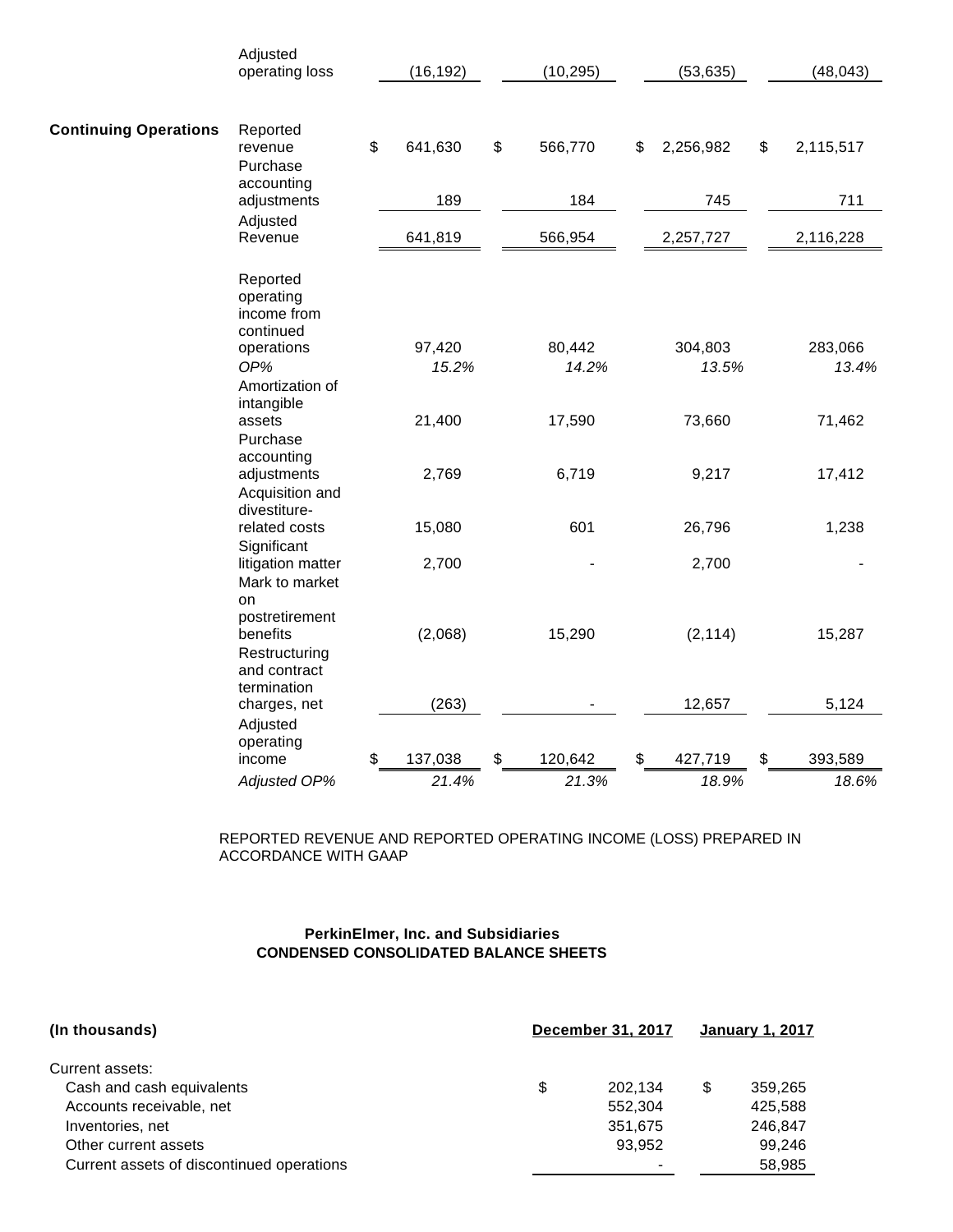| | | | | | |
|---|---|---|---|---|---|
| | Adjusted operating loss | (16,192) | (10,295) | (53,635) | (48,043) |
| **Continuing Operations** | Reported revenue | $ 641,630 | $ 566,770 | $ 2,256,982 | $ 2,115,517 |
| | Purchase accounting adjustments | 189 | 184 | 745 | 711 |
| | Adjusted Revenue | 641,819 | 566,954 | 2,257,727 | 2,116,228 |
| | Reported operating income from continued operations | 97,420 | 80,442 | 304,803 | 283,066 |
| | *OP%* | *15.2%* | *14.2%* | *13.5%* | *13.4%* |
| | Amortization of intangible assets | 21,400 | 17,590 | 73,660 | 71,462 |
| | Purchase accounting adjustments | 2,769 | 6,719 | 9,217 | 17,412 |
| | Acquisition and divestiture-related costs | 15,080 | 601 | 26,796 | 1,238 |
| | Significant litigation matter | 2,700 | - | 2,700 | - |
| | Mark to market on postretirement benefits | (2,068) | 15,290 | (2,114) | 15,287 |
| | Restructuring and contract termination charges, net | (263) | - | 12,657 | 5,124 |
| | Adjusted operating income | $ 137,038 | $ 120,642 | $ 427,719 | $ 393,589 |
| | *Adjusted OP%* | *21.4%* | *21.3%* | *18.9%* | *18.6%* |

REPORTED REVENUE AND REPORTED OPERATING INCOME (LOSS) PREPARED IN ACCORDANCE WITH GAAP

**PerkinElmer, Inc. and Subsidiaries**
**CONDENSED CONSOLIDATED BALANCE SHEETS**

| **(In thousands)** | **December 31, 2017** | **January 1, 2017** |
|---|---|---|
| Current assets: | | |
| Cash and cash equivalents | $ 202,134 | $ 359,265 |
| Accounts receivable, net | 552,304 | 425,588 |
| Inventories, net | 351,675 | 246,847 |
| Other current assets | 93,952 | 99,246 |
| Current assets of discontinued operations | - | 58,985 |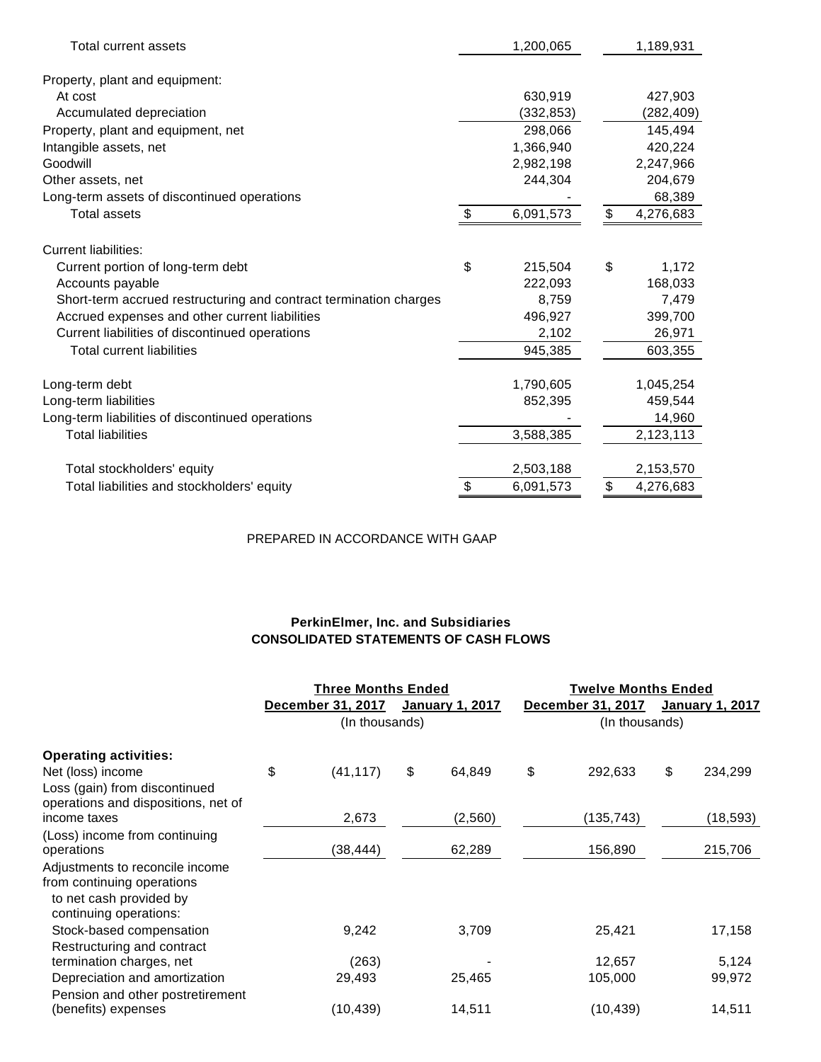| | | |
|---|---|---|
| Total current assets | 1,200,065 | 1,189,931 |
| | | |
| Property, plant and equipment: | | |
| At cost | 630,919 | 427,903 |
| Accumulated depreciation | (332,853) | (282,409) |
| Property, plant and equipment, net | 298,066 | 145,494 |
| Intangible assets, net | 1,366,940 | 420,224 |
| Goodwill | 2,982,198 | 2,247,966 |
| Other assets, net | 244,304 | 204,679 |
| Long-term assets of discontinued operations | - | 68,389 |
| Total assets | $ 6,091,573 | $ 4,276,683 |
| | | |
| Current liabilities: | | |
| Current portion of long-term debt | $ 215,504 | $ 1,172 |
| Accounts payable | 222,093 | 168,033 |
| Short-term accrued restructuring and contract termination charges | 8,759 | 7,479 |
| Accrued expenses and other current liabilities | 496,927 | 399,700 |
| Current liabilities of discontinued operations | 2,102 | 26,971 |
| Total current liabilities | 945,385 | 603,355 |
| | | |
| Long-term debt | 1,790,605 | 1,045,254 |
| Long-term liabilities | 852,395 | 459,544 |
| Long-term liabilities of discontinued operations | - | 14,960 |
| Total liabilities | 3,588,385 | 2,123,113 |
| | | |
| Total stockholders' equity | 2,503,188 | 2,153,570 |
| Total liabilities and stockholders' equity | $ 6,091,573 | $ 4,276,683 |

PREPARED IN ACCORDANCE WITH GAAP

**PerkinElmer, Inc. and Subsidiaries**
**CONSOLIDATED STATEMENTS OF CASH FLOWS**

| | Three Months Ended | | Twelve Months Ended | |
|---|---|---|---|---|
| | December 31, 2017 | January 1, 2017 | December 31, 2017 | January 1, 2017 |
| | (In thousands) | | (In thousands) | |
| **Operating activities:** | | | | |
| Net (loss) income | $ (41,117) | $ 64,849 | $ 292,633 | $ 234,299 |
| Loss (gain) from discontinued operations and dispositions, net of income taxes | 2,673 | (2,560) | (135,743) | (18,593) |
| (Loss) income from continuing operations | (38,444) | 62,289 | 156,890 | 215,706 |
| Adjustments to reconcile income from continuing operations to net cash provided by continuing operations: | | | | |
| Stock-based compensation | 9,242 | 3,709 | 25,421 | 17,158 |
| Restructuring and contract termination charges, net | (263) | - | 12,657 | 5,124 |
| Depreciation and amortization | 29,493 | 25,465 | 105,000 | 99,972 |
| Pension and other postretirement (benefits) expenses | (10,439) | 14,511 | (10,439) | 14,511 |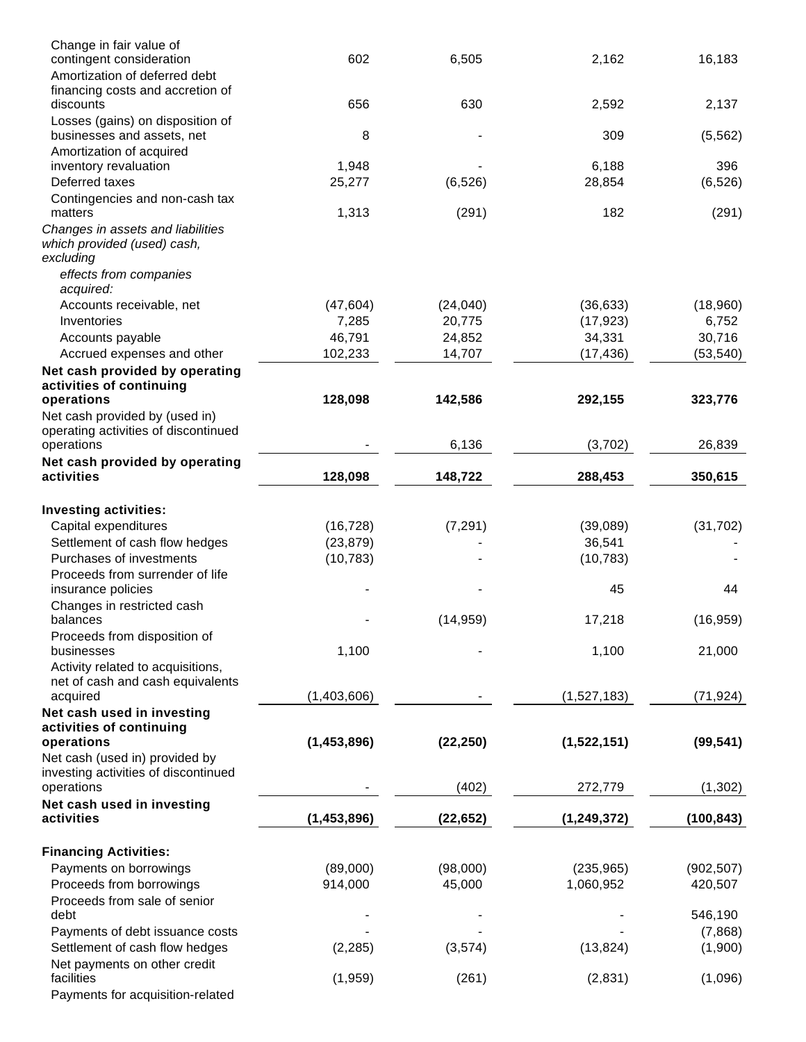| | | | | |
|---|---|---|---|---|
| Change in fair value of contingent consideration | 602 | 6,505 | 2,162 | 16,183 |
| Amortization of deferred debt financing costs and accretion of discounts | 656 | 630 | 2,592 | 2,137 |
| Losses (gains) on disposition of businesses and assets, net | 8 | - | 309 | (5,562) |
| Amortization of acquired inventory revaluation | 1,948 | - | 6,188 | 396 |
| Deferred taxes | 25,277 | (6,526) | 28,854 | (6,526) |
| Contingencies and non-cash tax matters | 1,313 | (291) | 182 | (291) |
| *Changes in assets and liabilities which provided (used) cash, excluding* | | | | |
| *effects from companies acquired:* | | | | |
| Accounts receivable, net | (47,604) | (24,040) | (36,633) | (18,960) |
| Inventories | 7,285 | 20,775 | (17,923) | 6,752 |
| Accounts payable | 46,791 | 24,852 | 34,331 | 30,716 |
| Accrued expenses and other | 102,233 | 14,707 | (17,436) | (53,540) |
| **Net cash provided by operating activities of continuing operations** | **128,098** | **142,586** | **292,155** | **323,776** |
| Net cash provided by (used in) operating activities of discontinued operations | - | 6,136 | (3,702) | 26,839 |
| **Net cash provided by operating activities** | **128,098** | **148,722** | **288,453** | **350,615** |
| | | | | |
| **Investing activities:** | | | | |
| Capital expenditures | (16,728) | (7,291) | (39,089) | (31,702) |
| Settlement of cash flow hedges | (23,879) | - | 36,541 | - |
| Purchases of investments | (10,783) | - | (10,783) | - |
| Proceeds from surrender of life insurance policies | - | - | 45 | 44 |
| Changes in restricted cash balances | - | (14,959) | 17,218 | (16,959) |
| Proceeds from disposition of businesses | 1,100 | - | 1,100 | 21,000 |
| Activity related to acquisitions, net of cash and cash equivalents acquired | (1,403,606) | - | (1,527,183) | (71,924) |
| **Net cash used in investing activities of continuing operations** | **(1,453,896)** | **(22,250)** | **(1,522,151)** | **(99,541)** |
| Net cash (used in) provided by investing activities of discontinued operations | - | (402) | 272,779 | (1,302) |
| **Net cash used in investing activities** | **(1,453,896)** | **(22,652)** | **(1,249,372)** | **(100,843)** |
| | | | | |
| **Financing Activities:** | | | | |
| Payments on borrowings | (89,000) | (98,000) | (235,965) | (902,507) |
| Proceeds from borrowings | 914,000 | 45,000 | 1,060,952 | 420,507 |
| Proceeds from sale of senior debt | - | - | - | 546,190 |
| Payments of debt issuance costs | - | - | - | (7,868) |
| Settlement of cash flow hedges | (2,285) | (3,574) | (13,824) | (1,900) |
| Net payments on other credit facilities | (1,959) | (261) | (2,831) | (1,096) |
| Payments for acquisition-related | | | | |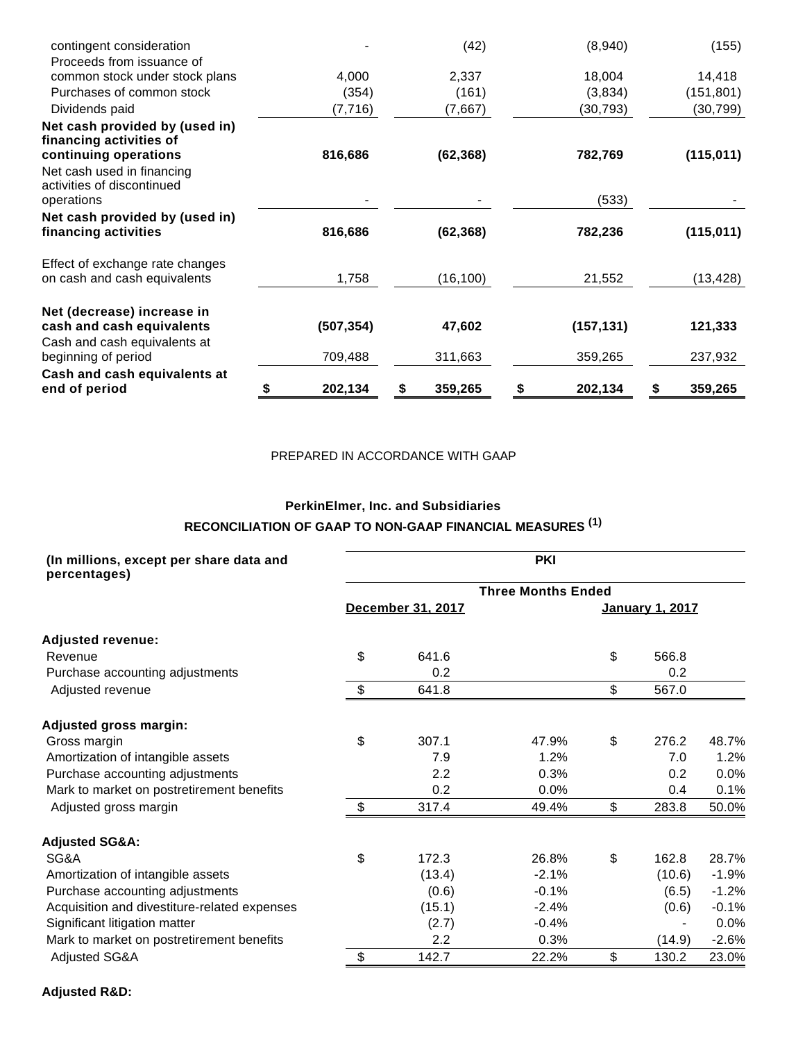| | | | | |
|---|---|---|---|---|
| contingent consideration | - | (42) | (8,940) | (155) |
| Proceeds from issuance of common stock under stock plans | 4,000 | 2,337 | 18,004 | 14,418 |
| Purchases of common stock | (354) | (161) | (3,834) | (151,801) |
| Dividends paid | (7,716) | (7,667) | (30,793) | (30,799) |
| **Net cash provided by (used in) financing activities of continuing operations** | **816,686** | **(62,368)** | **782,769** | **(115,011)** |
| Net cash used in financing activities of discontinued operations | - | - | (533) | - |
| **Net cash provided by (used in) financing activities** | **816,686** | **(62,368)** | **782,236** | **(115,011)** |
| Effect of exchange rate changes on cash and cash equivalents | 1,758 | (16,100) | 21,552 | (13,428) |
| **Net (decrease) increase in cash and cash equivalents** | **(507,354)** | **47,602** | **(157,131)** | **121,333** |
| Cash and cash equivalents at beginning of period | 709,488 | 311,663 | 359,265 | 237,932 |
| **Cash and cash equivalents at end of period** | **$ 202,134** | **$ 359,265** | **$ 202,134** | **$ 359,265** |

PREPARED IN ACCORDANCE WITH GAAP

**PerkinElmer, Inc. and Subsidiaries**

**RECONCILIATION OF GAAP TO NON-GAAP FINANCIAL MEASURES (1)**

| **(In millions, except per share data and percentages)** | **PKI** | | | |
|---|---|---|---|---|
| | **Three Months Ended** | | | |
| | **December 31, 2017** | | **January 1, 2017** | |
| **Adjusted revenue:** | | | | |
| Revenue | $ 641.6 | | $ 566.8 | |
| Purchase accounting adjustments | 0.2 | | 0.2 | |
| Adjusted revenue | $ 641.8 | | $ 567.0 | |
| **Adjusted gross margin:** | | | | |
| Gross margin | $ 307.1 | 47.9% | $ 276.2 | 48.7% |
| Amortization of intangible assets | 7.9 | 1.2% | 7.0 | 1.2% |
| Purchase accounting adjustments | 2.2 | 0.3% | 0.2 | 0.0% |
| Mark to market on postretirement benefits | 0.2 | 0.0% | 0.4 | 0.1% |
| Adjusted gross margin | $ 317.4 | 49.4% | $ 283.8 | 50.0% |
| **Adjusted SG&A:** | | | | |
| SG&A | $ 172.3 | 26.8% | $ 162.8 | 28.7% |
| Amortization of intangible assets | (13.4) | -2.1% | (10.6) | -1.9% |
| Purchase accounting adjustments | (0.6) | -0.1% | (6.5) | -1.2% |
| Acquisition and divestiture-related expenses | (15.1) | -2.4% | (0.6) | -0.1% |
| Significant litigation matter | (2.7) | -0.4% | - | 0.0% |
| Mark to market on postretirement benefits | 2.2 | 0.3% | (14.9) | -2.6% |
| Adjusted SG&A | $ 142.7 | 22.2% | $ 130.2 | 23.0% |

**Adjusted R&D:**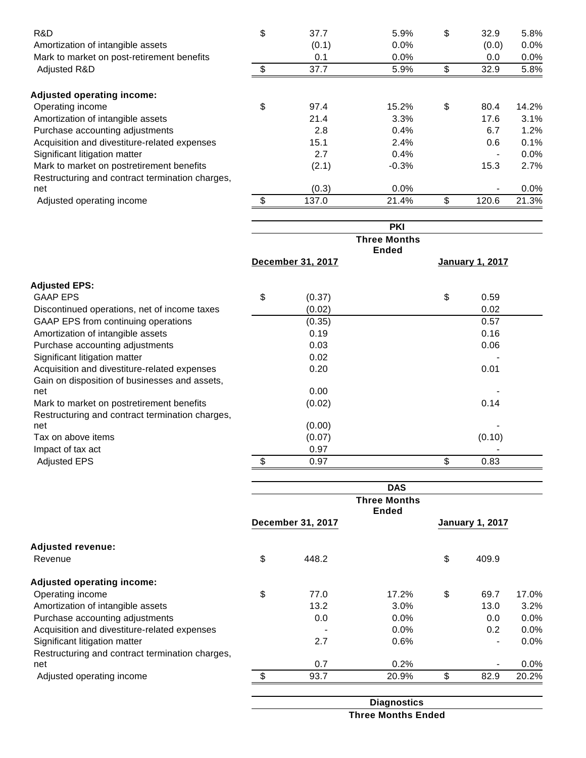| | | | | | |
|---|---|---|---|---|---|
| R&D | $ | 37.7 | 5.9% | $ 32.9 | 5.8% |
| Amortization of intangible assets | | (0.1) | 0.0% | (0.0) | 0.0% |
| Mark to market on post-retirement benefits | | 0.1 | 0.0% | 0.0 | 0.0% |
| Adjusted R&D | $ | 37.7 | 5.9% | $ 32.9 | 5.8% |
| | | | | | |
| **Adjusted operating income:** | | | | | |
| Operating income | $ | 97.4 | 15.2% | $ 80.4 | 14.2% |
| Amortization of intangible assets | | 21.4 | 3.3% | 17.6 | 3.1% |
| Purchase accounting adjustments | | 2.8 | 0.4% | 6.7 | 1.2% |
| Acquisition and divestiture-related expenses | | 15.1 | 2.4% | 0.6 | 0.1% |
| Significant litigation matter | | 2.7 | 0.4% | - | 0.0% |
| Mark to market on postretirement benefits | | (2.1) | -0.3% | 15.3 | 2.7% |
| Restructuring and contract termination charges, net | | (0.3) | 0.0% | - | 0.0% |
| Adjusted operating income | $ | 137.0 | 21.4% | $ 120.6 | 21.3% |

| | PKI | |
|---|---|---|
| | Three Months Ended | |
| | December 31, 2017 | January 1, 2017 |
| **Adjusted EPS:** | | |
| GAAP EPS | $ (0.37) | $ 0.59 |
| Discontinued operations, net of income taxes | (0.02) | 0.02 |
| GAAP EPS from continuing operations | (0.35) | 0.57 |
| Amortization of intangible assets | 0.19 | 0.16 |
| Purchase accounting adjustments | 0.03 | 0.06 |
| Significant litigation matter | 0.02 | - |
| Acquisition and divestiture-related expenses | 0.20 | 0.01 |
| Gain on disposition of businesses and assets, net | 0.00 | - |
| Mark to market on postretirement benefits | (0.02) | 0.14 |
| Restructuring and contract termination charges, net | (0.00) | - |
| Tax on above items | (0.07) | (0.10) |
| Impact of tax act | 0.97 | - |
| Adjusted EPS | $ 0.97 | $ 0.83 |

| | DAS | | | |
|---|---|---|---|---|
| | Three Months Ended | | | |
| | December 31, 2017 | | January 1, 2017 | |
| **Adjusted revenue:** | | | | |
| Revenue | $ 448.2 | | $ 409.9 | |
| | | | | |
| **Adjusted operating income:** | | | | |
| Operating income | $ 77.0 | 17.2% | $ 69.7 | 17.0% |
| Amortization of intangible assets | 13.2 | 3.0% | 13.0 | 3.2% |
| Purchase accounting adjustments | 0.0 | 0.0% | 0.0 | 0.0% |
| Acquisition and divestiture-related expenses | - | 0.0% | 0.2 | 0.0% |
| Significant litigation matter | 2.7 | 0.6% | - | 0.0% |
| Restructuring and contract termination charges, net | 0.7 | 0.2% | - | 0.0% |
| Adjusted operating income | $ 93.7 | 20.9% | $ 82.9 | 20.2% |

| Diagnostics |
|---|
| Three Months Ended |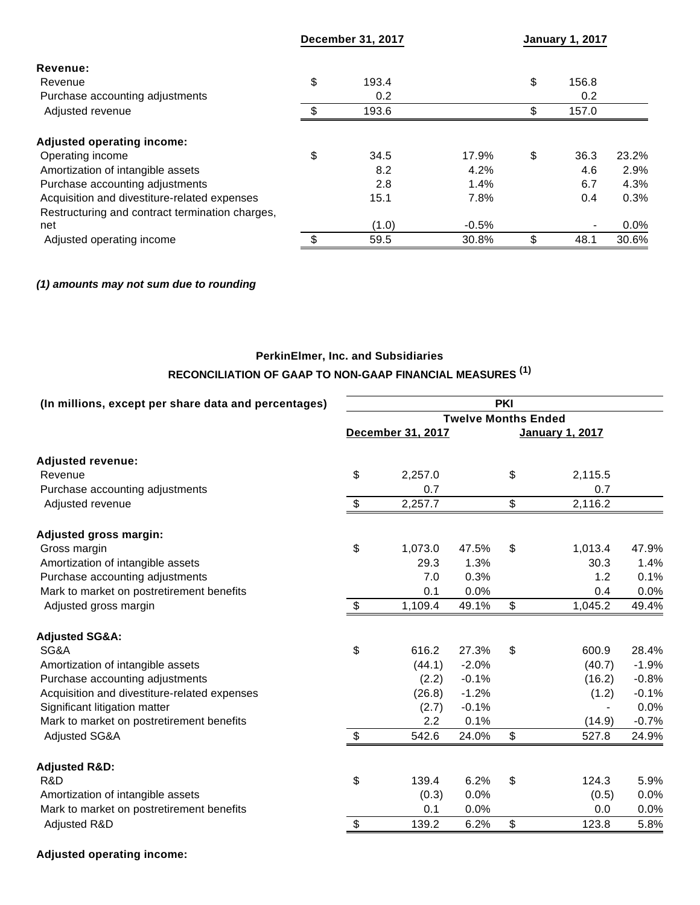| | December 31, 2017 | | January 1, 2017 | |
|---|---|---|---|---|
| **Revenue:** | | | | |
| Revenue | $ 193.4 | | $ 156.8 | |
| Purchase accounting adjustments | 0.2 | | 0.2 | |
| Adjusted revenue | $ 193.6 | | $ 157.0 | |
| **Adjusted operating income:** | | | | |
| Operating income | $ 34.5 | 17.9% | $ 36.3 | 23.2% |
| Amortization of intangible assets | 8.2 | 4.2% | 4.6 | 2.9% |
| Purchase accounting adjustments | 2.8 | 1.4% | 6.7 | 4.3% |
| Acquisition and divestiture-related expenses | 15.1 | 7.8% | 0.4 | 0.3% |
| Restructuring and contract termination charges, net | (1.0) | -0.5% | - | 0.0% |
| Adjusted operating income | $ 59.5 | 30.8% | $ 48.1 | 30.6% |

***(1) amounts may not sum due to rounding***

## PerkinElmer, Inc. and Subsidiaries

## RECONCILIATION OF GAAP TO NON-GAAP FINANCIAL MEASURES (1)

| (In millions, except per share data and percentages) | PKI | | | |
|---|---|---|---|---|
| | Twelve Months Ended | | | |
| | December 31, 2017 | | January 1, 2017 | |
| **Adjusted revenue:** | | | | |
| Revenue | $ 2,257.0 | | $ 2,115.5 | |
| Purchase accounting adjustments | 0.7 | | 0.7 | |
| Adjusted revenue | $ 2,257.7 | | $ 2,116.2 | |
| **Adjusted gross margin:** | | | | |
| Gross margin | $ 1,073.0 | 47.5% | $ 1,013.4 | 47.9% |
| Amortization of intangible assets | 29.3 | 1.3% | 30.3 | 1.4% |
| Purchase accounting adjustments | 7.0 | 0.3% | 1.2 | 0.1% |
| Mark to market on postretirement benefits | 0.1 | 0.0% | 0.4 | 0.0% |
| Adjusted gross margin | $ 1,109.4 | 49.1% | $ 1,045.2 | 49.4% |
| **Adjusted SG&A:** | | | | |
| SG&A | $ 616.2 | 27.3% | $ 600.9 | 28.4% |
| Amortization of intangible assets | (44.1) | -2.0% | (40.7) | -1.9% |
| Purchase accounting adjustments | (2.2) | -0.1% | (16.2) | -0.8% |
| Acquisition and divestiture-related expenses | (26.8) | -1.2% | (1.2) | -0.1% |
| Significant litigation matter | (2.7) | -0.1% | - | 0.0% |
| Mark to market on postretirement benefits | 2.2 | 0.1% | (14.9) | -0.7% |
| Adjusted SG&A | $ 542.6 | 24.0% | $ 527.8 | 24.9% |
| **Adjusted R&D:** | | | | |
| R&D | $ 139.4 | 6.2% | $ 124.3 | 5.9% |
| Amortization of intangible assets | (0.3) | 0.0% | (0.5) | 0.0% |
| Mark to market on postretirement benefits | 0.1 | 0.0% | 0.0 | 0.0% |
| Adjusted R&D | $ 139.2 | 6.2% | $ 123.8 | 5.8% |

**Adjusted operating income:**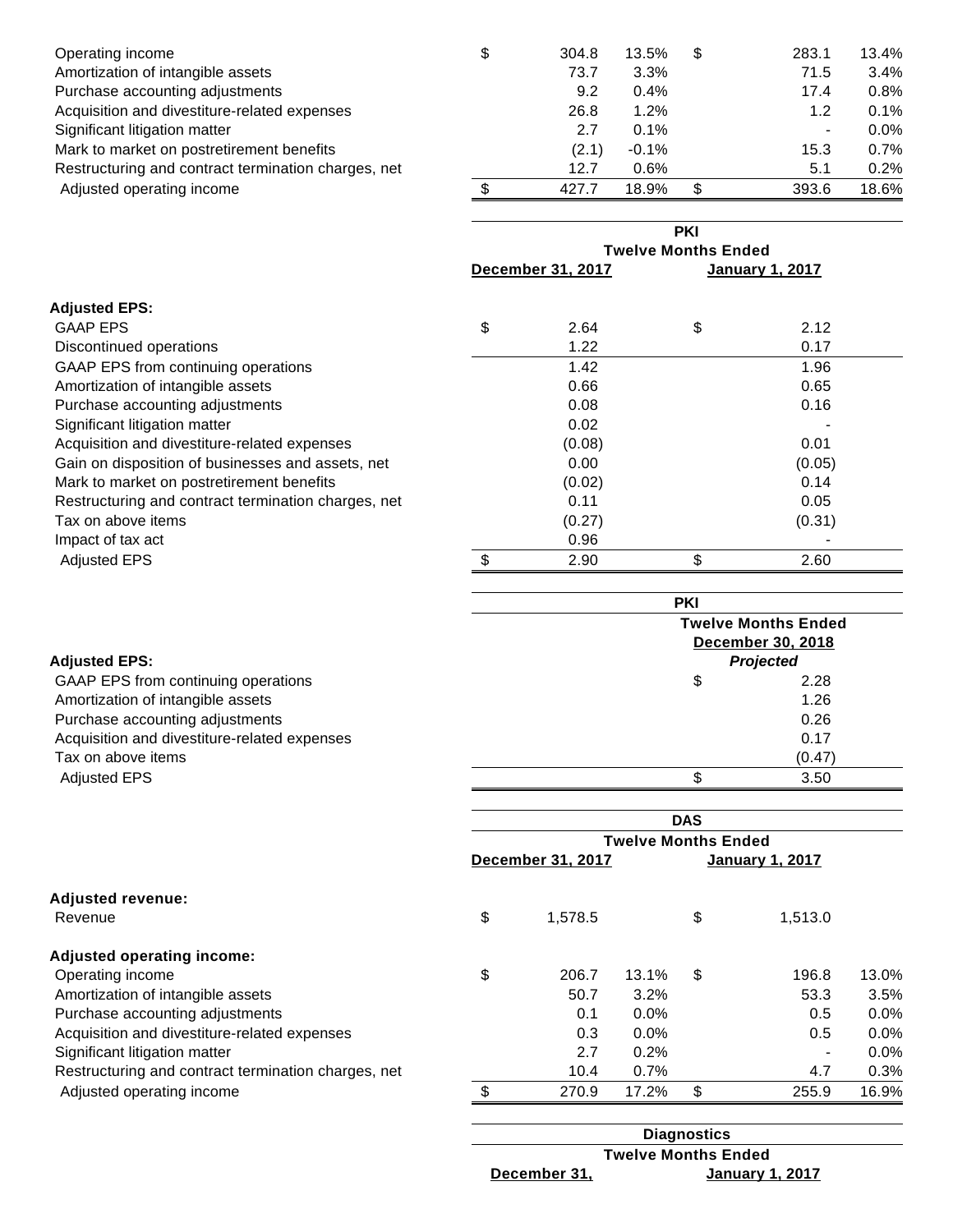| | | | | |
|---|---|---|---|---|
| Operating income | $ 304.8 | 13.5% | $ 283.1 | 13.4% |
| Amortization of intangible assets | 73.7 | 3.3% | 71.5 | 3.4% |
| Purchase accounting adjustments | 9.2 | 0.4% | 17.4 | 0.8% |
| Acquisition and divestiture-related expenses | 26.8 | 1.2% | 1.2 | 0.1% |
| Significant litigation matter | 2.7 | 0.1% | - | 0.0% |
| Mark to market on postretirement benefits | (2.1) | -0.1% | 15.3 | 0.7% |
| Restructuring and contract termination charges, net | 12.7 | 0.6% | 5.1 | 0.2% |
| Adjusted operating income | $ 427.7 | 18.9% | $ 393.6 | 18.6% |

| | PKI | |
|---|---|---|
| | Twelve Months Ended | |
| | December 31, 2017 | January 1, 2017 |
| **Adjusted EPS:** | | |
| GAAP EPS | $ 2.64 | $ 2.12 |
| Discontinued operations | 1.22 | 0.17 |
| GAAP EPS from continuing operations | 1.42 | 1.96 |
| Amortization of intangible assets | 0.66 | 0.65 |
| Purchase accounting adjustments | 0.08 | 0.16 |
| Significant litigation matter | 0.02 | - |
| Acquisition and divestiture-related expenses | (0.08) | 0.01 |
| Gain on disposition of businesses and assets, net | 0.00 | (0.05) |
| Mark to market on postretirement benefits | (0.02) | 0.14 |
| Restructuring and contract termination charges, net | 0.11 | 0.05 |
| Tax on above items | (0.27) | (0.31) |
| Impact of tax act | 0.96 | - |
| Adjusted EPS | $ 2.90 | $ 2.60 |

| | PKI |
|---|---|
| | Twelve Months Ended |
| | December 30, 2018 |
| **Adjusted EPS:** | *Projected* |
| GAAP EPS from continuing operations | $ 2.28 |
| Amortization of intangible assets | 1.26 |
| Purchase accounting adjustments | 0.26 |
| Acquisition and divestiture-related expenses | 0.17 |
| Tax on above items | (0.47) |
| Adjusted EPS | $ 3.50 |

| | DAS | | | |
|---|---|---|---|---|
| | Twelve Months Ended | | | |
| | December 31, 2017 | | January 1, 2017 | |
| **Adjusted revenue:** | | | | |
| Revenue | $ 1,578.5 | | $ 1,513.0 | |
| **Adjusted operating income:** | | | | |
| Operating income | $ 206.7 | 13.1% | $ 196.8 | 13.0% |
| Amortization of intangible assets | 50.7 | 3.2% | 53.3 | 3.5% |
| Purchase accounting adjustments | 0.1 | 0.0% | 0.5 | 0.0% |
| Acquisition and divestiture-related expenses | 0.3 | 0.0% | 0.5 | 0.0% |
| Significant litigation matter | 2.7 | 0.2% | - | 0.0% |
| Restructuring and contract termination charges, net | 10.4 | 0.7% | 4.7 | 0.3% |
| Adjusted operating income | $ 270.9 | 17.2% | $ 255.9 | 16.9% |

| Diagnostics | |
|---|---|
| Twelve Months Ended | |
| December 31, | January 1, 2017 |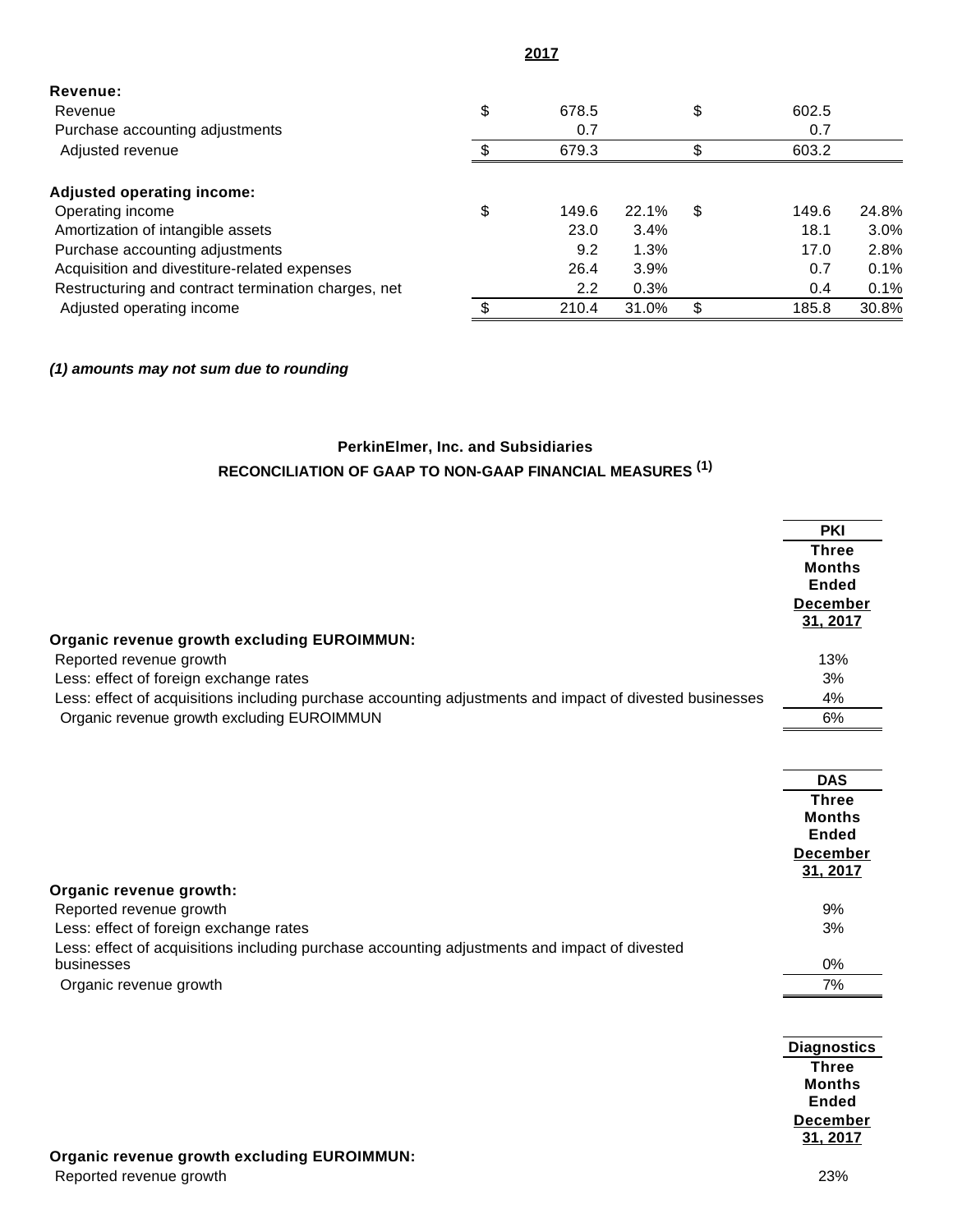| | 2017 | | | | | |
|---|---|---|---|---|---|---|
| **Revenue:** | | | | | | |
| Revenue | $ | 678.5 | | $ | 602.5 | |
| Purchase accounting adjustments | | 0.7 | | | 0.7 | |
| Adjusted revenue | $ | 679.3 | | $ | 603.2 | |
| | | | | | | |
| **Adjusted operating income:** | | | | | | |
| Operating income | $ | 149.6 | 22.1% | $ | 149.6 | 24.8% |
| Amortization of intangible assets | | 23.0 | 3.4% | | 18.1 | 3.0% |
| Purchase accounting adjustments | | 9.2 | 1.3% | | 17.0 | 2.8% |
| Acquisition and divestiture-related expenses | | 26.4 | 3.9% | | 0.7 | 0.1% |
| Restructuring and contract termination charges, net | | 2.2 | 0.3% | | 0.4 | 0.1% |
| Adjusted operating income | $ | 210.4 | 31.0% | $ | 185.8 | 30.8% |

***(1) amounts may not sum due to rounding***

**PerkinElmer, Inc. and Subsidiaries**

**RECONCILIATION OF GAAP TO NON-GAAP FINANCIAL MEASURES (1)**

| | PKI Three Months Ended December 31, 2017 |
|---|---|
| **Organic revenue growth excluding EUROIMMUN:** | |
| Reported revenue growth | 13% |
| Less: effect of foreign exchange rates | 3% |
| Less: effect of acquisitions including purchase accounting adjustments and impact of divested businesses | 4% |
| Organic revenue growth excluding EUROIMMUN | 6% |

| | DAS Three Months Ended December 31, 2017 |
|---|---|
| **Organic revenue growth:** | |
| Reported revenue growth | 9% |
| Less: effect of foreign exchange rates | 3% |
| Less: effect of acquisitions including purchase accounting adjustments and impact of divested businesses | 0% |
| Organic revenue growth | 7% |

| | Diagnostics Three Months Ended December 31, 2017 |
|---|---|
| **Organic revenue growth excluding EUROIMMUN:** | |
| Reported revenue growth | 23% |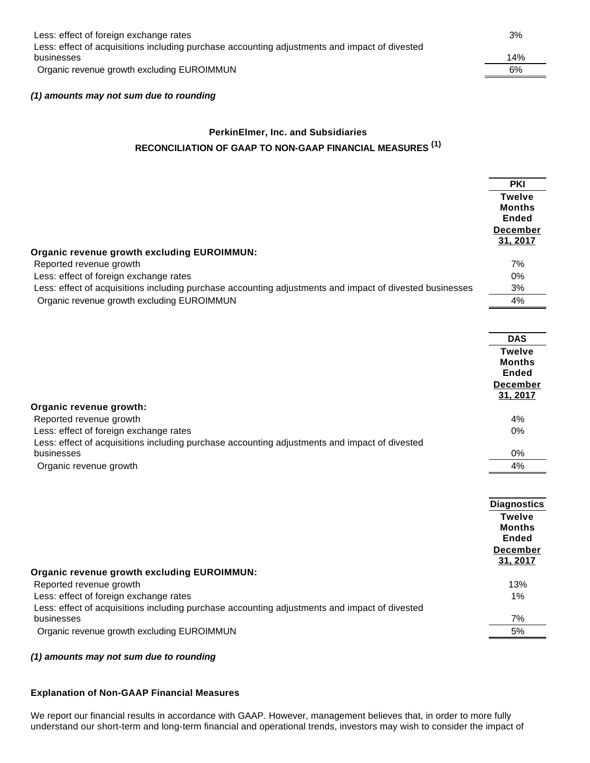| | |
|---|---|
| Less: effect of foreign exchange rates | 3% |
| Less: effect of acquisitions including purchase accounting adjustments and impact of divested businesses | 14% |
| Organic revenue growth excluding EUROIMMUN | 6% |

***(1) amounts may not sum due to rounding***

**PerkinElmer, Inc. and Subsidiaries**

**RECONCILIATION OF GAAP TO NON-GAAP FINANCIAL MEASURES (1)**

| | PKI |
|---|---|
| | **Twelve Months Ended December 31, 2017** |
| **Organic revenue growth excluding EUROIMMUN:** | |
| Reported revenue growth | 7% |
| Less: effect of foreign exchange rates | 0% |
| Less: effect of acquisitions including purchase accounting adjustments and impact of divested businesses | 3% |
| Organic revenue growth excluding EUROIMMUN | 4% |

| | DAS |
|---|---|
| | **Twelve Months Ended December 31, 2017** |
| **Organic revenue growth:** | |
| Reported revenue growth | 4% |
| Less: effect of foreign exchange rates | 0% |
| Less: effect of acquisitions including purchase accounting adjustments and impact of divested businesses | 0% |
| Organic revenue growth | 4% |

| | Diagnostics |
|---|---|
| | **Twelve Months Ended December 31, 2017** |
| **Organic revenue growth excluding EUROIMMUN:** | |
| Reported revenue growth | 13% |
| Less: effect of foreign exchange rates | 1% |
| Less: effect of acquisitions including purchase accounting adjustments and impact of divested businesses | 7% |
| Organic revenue growth excluding EUROIMMUN | 5% |

***(1) amounts may not sum due to rounding***

**Explanation of Non-GAAP Financial Measures**

We report our financial results in accordance with GAAP. However, management believes that, in order to more fully understand our short-term and long-term financial and operational trends, investors may wish to consider the impact of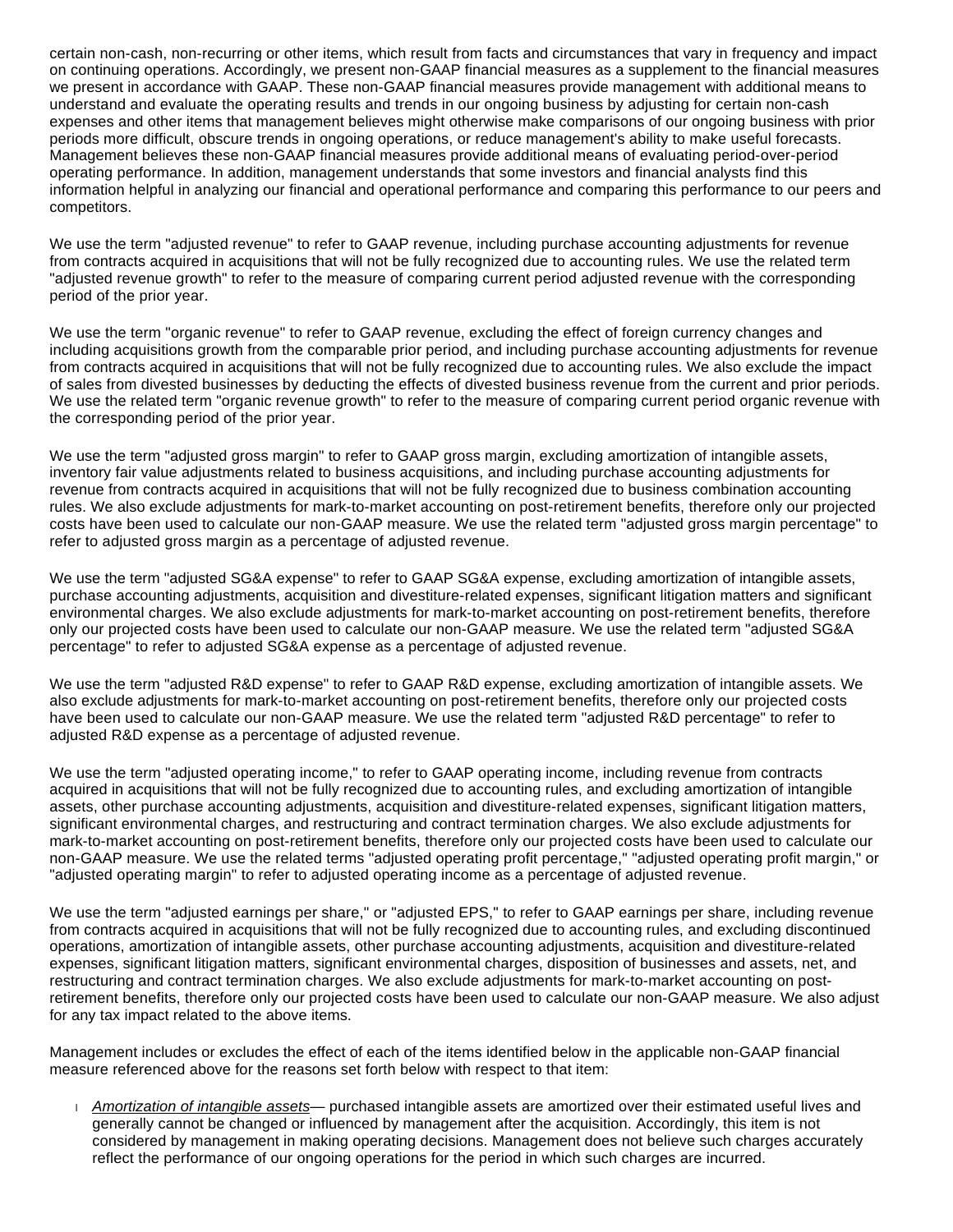certain non-cash, non-recurring or other items, which result from facts and circumstances that vary in frequency and impact on continuing operations. Accordingly, we present non-GAAP financial measures as a supplement to the financial measures we present in accordance with GAAP. These non-GAAP financial measures provide management with additional means to understand and evaluate the operating results and trends in our ongoing business by adjusting for certain non-cash expenses and other items that management believes might otherwise make comparisons of our ongoing business with prior periods more difficult, obscure trends in ongoing operations, or reduce management's ability to make useful forecasts. Management believes these non-GAAP financial measures provide additional means of evaluating period-over-period operating performance. In addition, management understands that some investors and financial analysts find this information helpful in analyzing our financial and operational performance and comparing this performance to our peers and competitors.

We use the term "adjusted revenue" to refer to GAAP revenue, including purchase accounting adjustments for revenue from contracts acquired in acquisitions that will not be fully recognized due to accounting rules. We use the related term "adjusted revenue growth" to refer to the measure of comparing current period adjusted revenue with the corresponding period of the prior year.

We use the term "organic revenue" to refer to GAAP revenue, excluding the effect of foreign currency changes and including acquisitions growth from the comparable prior period, and including purchase accounting adjustments for revenue from contracts acquired in acquisitions that will not be fully recognized due to accounting rules. We also exclude the impact of sales from divested businesses by deducting the effects of divested business revenue from the current and prior periods. We use the related term "organic revenue growth" to refer to the measure of comparing current period organic revenue with the corresponding period of the prior year.

We use the term "adjusted gross margin" to refer to GAAP gross margin, excluding amortization of intangible assets, inventory fair value adjustments related to business acquisitions, and including purchase accounting adjustments for revenue from contracts acquired in acquisitions that will not be fully recognized due to business combination accounting rules. We also exclude adjustments for mark-to-market accounting on post-retirement benefits, therefore only our projected costs have been used to calculate our non-GAAP measure. We use the related term "adjusted gross margin percentage" to refer to adjusted gross margin as a percentage of adjusted revenue.

We use the term "adjusted SG&A expense" to refer to GAAP SG&A expense, excluding amortization of intangible assets, purchase accounting adjustments, acquisition and divestiture-related expenses, significant litigation matters and significant environmental charges. We also exclude adjustments for mark-to-market accounting on post-retirement benefits, therefore only our projected costs have been used to calculate our non-GAAP measure. We use the related term "adjusted SG&A percentage" to refer to adjusted SG&A expense as a percentage of adjusted revenue.

We use the term "adjusted R&D expense" to refer to GAAP R&D expense, excluding amortization of intangible assets. We also exclude adjustments for mark-to-market accounting on post-retirement benefits, therefore only our projected costs have been used to calculate our non-GAAP measure. We use the related term "adjusted R&D percentage" to refer to adjusted R&D expense as a percentage of adjusted revenue.

We use the term "adjusted operating income," to refer to GAAP operating income, including revenue from contracts acquired in acquisitions that will not be fully recognized due to accounting rules, and excluding amortization of intangible assets, other purchase accounting adjustments, acquisition and divestiture-related expenses, significant litigation matters, significant environmental charges, and restructuring and contract termination charges. We also exclude adjustments for mark-to-market accounting on post-retirement benefits, therefore only our projected costs have been used to calculate our non-GAAP measure. We use the related terms "adjusted operating profit percentage," "adjusted operating profit margin," or "adjusted operating margin" to refer to adjusted operating income as a percentage of adjusted revenue.

We use the term "adjusted earnings per share," or "adjusted EPS," to refer to GAAP earnings per share, including revenue from contracts acquired in acquisitions that will not be fully recognized due to accounting rules, and excluding discontinued operations, amortization of intangible assets, other purchase accounting adjustments, acquisition and divestiture-related expenses, significant litigation matters, significant environmental charges, disposition of businesses and assets, net, and restructuring and contract termination charges. We also exclude adjustments for mark-to-market accounting on post-retirement benefits, therefore only our projected costs have been used to calculate our non-GAAP measure. We also adjust for any tax impact related to the above items.

Management includes or excludes the effect of each of the items identified below in the applicable non-GAAP financial measure referenced above for the reasons set forth below with respect to that item:

- *Amortization of intangible assets*— purchased intangible assets are amortized over their estimated useful lives and generally cannot be changed or influenced by management after the acquisition. Accordingly, this item is not considered by management in making operating decisions. Management does not believe such charges accurately reflect the performance of our ongoing operations for the period in which such charges are incurred.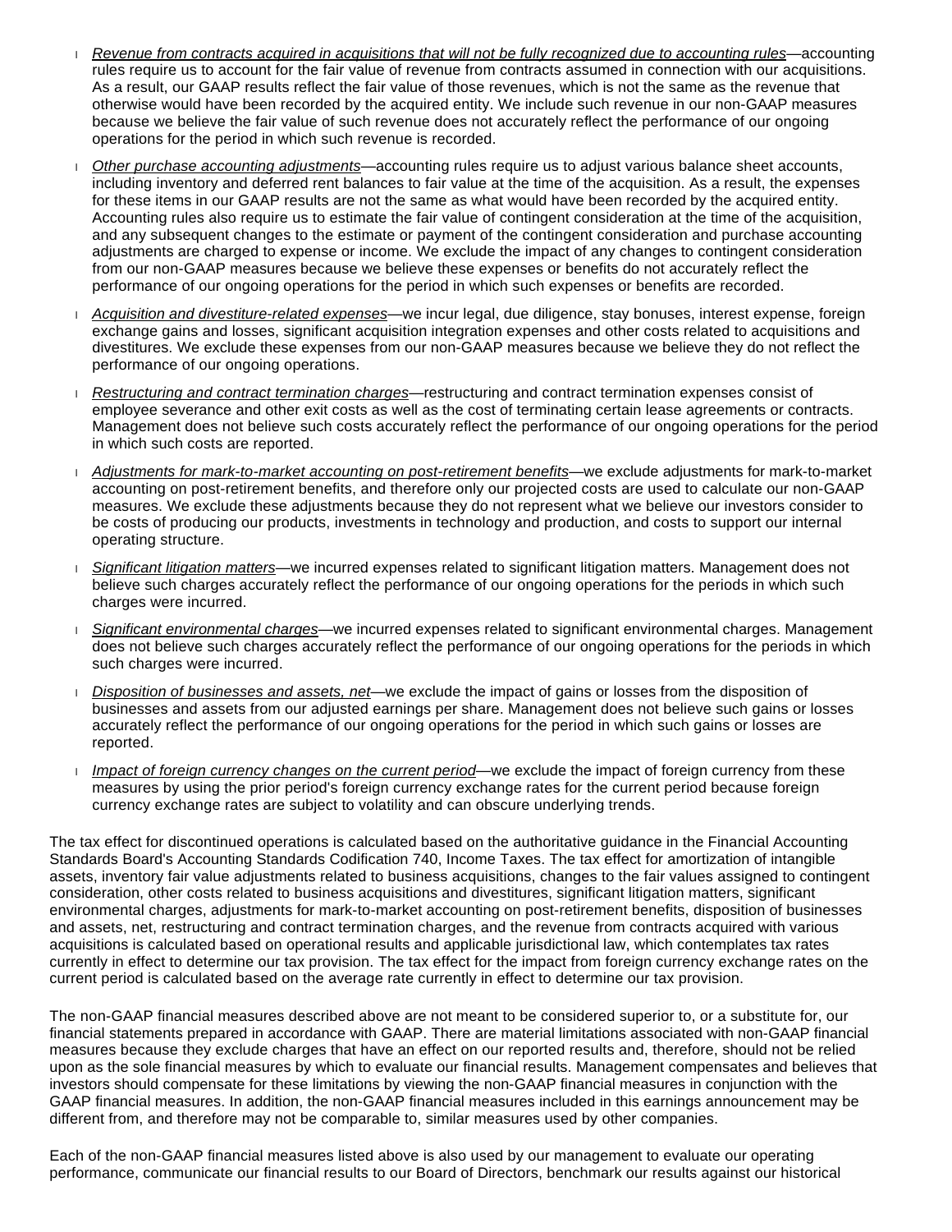- *Revenue from contracts acquired in acquisitions that will not be fully recognized due to accounting rules*—accounting rules require us to account for the fair value of revenue from contracts assumed in connection with our acquisitions. As a result, our GAAP results reflect the fair value of those revenues, which is not the same as the revenue that otherwise would have been recorded by the acquired entity. We include such revenue in our non-GAAP measures because we believe the fair value of such revenue does not accurately reflect the performance of our ongoing operations for the period in which such revenue is recorded.
- *Other purchase accounting adjustments*—accounting rules require us to adjust various balance sheet accounts, including inventory and deferred rent balances to fair value at the time of the acquisition. As a result, the expenses for these items in our GAAP results are not the same as what would have been recorded by the acquired entity. Accounting rules also require us to estimate the fair value of contingent consideration at the time of the acquisition, and any subsequent changes to the estimate or payment of the contingent consideration and purchase accounting adjustments are charged to expense or income. We exclude the impact of any changes to contingent consideration from our non-GAAP measures because we believe these expenses or benefits do not accurately reflect the performance of our ongoing operations for the period in which such expenses or benefits are recorded.
- *Acquisition and divestiture-related expenses*—we incur legal, due diligence, stay bonuses, interest expense, foreign exchange gains and losses, significant acquisition integration expenses and other costs related to acquisitions and divestitures. We exclude these expenses from our non-GAAP measures because we believe they do not reflect the performance of our ongoing operations.
- *Restructuring and contract termination charges*—restructuring and contract termination expenses consist of employee severance and other exit costs as well as the cost of terminating certain lease agreements or contracts. Management does not believe such costs accurately reflect the performance of our ongoing operations for the period in which such costs are reported.
- *Adjustments for mark-to-market accounting on post-retirement benefits*—we exclude adjustments for mark-to-market accounting on post-retirement benefits, and therefore only our projected costs are used to calculate our non-GAAP measures. We exclude these adjustments because they do not represent what we believe our investors consider to be costs of producing our products, investments in technology and production, and costs to support our internal operating structure.
- *Significant litigation matters*—we incurred expenses related to significant litigation matters. Management does not believe such charges accurately reflect the performance of our ongoing operations for the periods in which such charges were incurred.
- *Significant environmental charges*—we incurred expenses related to significant environmental charges. Management does not believe such charges accurately reflect the performance of our ongoing operations for the periods in which such charges were incurred.
- *Disposition of businesses and assets, net*—we exclude the impact of gains or losses from the disposition of businesses and assets from our adjusted earnings per share. Management does not believe such gains or losses accurately reflect the performance of our ongoing operations for the period in which such gains or losses are reported.
- *Impact of foreign currency changes on the current period*—we exclude the impact of foreign currency from these measures by using the prior period's foreign currency exchange rates for the current period because foreign currency exchange rates are subject to volatility and can obscure underlying trends.

The tax effect for discontinued operations is calculated based on the authoritative guidance in the Financial Accounting Standards Board's Accounting Standards Codification 740, Income Taxes. The tax effect for amortization of intangible assets, inventory fair value adjustments related to business acquisitions, changes to the fair values assigned to contingent consideration, other costs related to business acquisitions and divestitures, significant litigation matters, significant environmental charges, adjustments for mark-to-market accounting on post-retirement benefits, disposition of businesses and assets, net, restructuring and contract termination charges, and the revenue from contracts acquired with various acquisitions is calculated based on operational results and applicable jurisdictional law, which contemplates tax rates currently in effect to determine our tax provision. The tax effect for the impact from foreign currency exchange rates on the current period is calculated based on the average rate currently in effect to determine our tax provision.

The non-GAAP financial measures described above are not meant to be considered superior to, or a substitute for, our financial statements prepared in accordance with GAAP. There are material limitations associated with non-GAAP financial measures because they exclude charges that have an effect on our reported results and, therefore, should not be relied upon as the sole financial measures by which to evaluate our financial results. Management compensates and believes that investors should compensate for these limitations by viewing the non-GAAP financial measures in conjunction with the GAAP financial measures. In addition, the non-GAAP financial measures included in this earnings announcement may be different from, and therefore may not be comparable to, similar measures used by other companies.

Each of the non-GAAP financial measures listed above is also used by our management to evaluate our operating performance, communicate our financial results to our Board of Directors, benchmark our results against our historical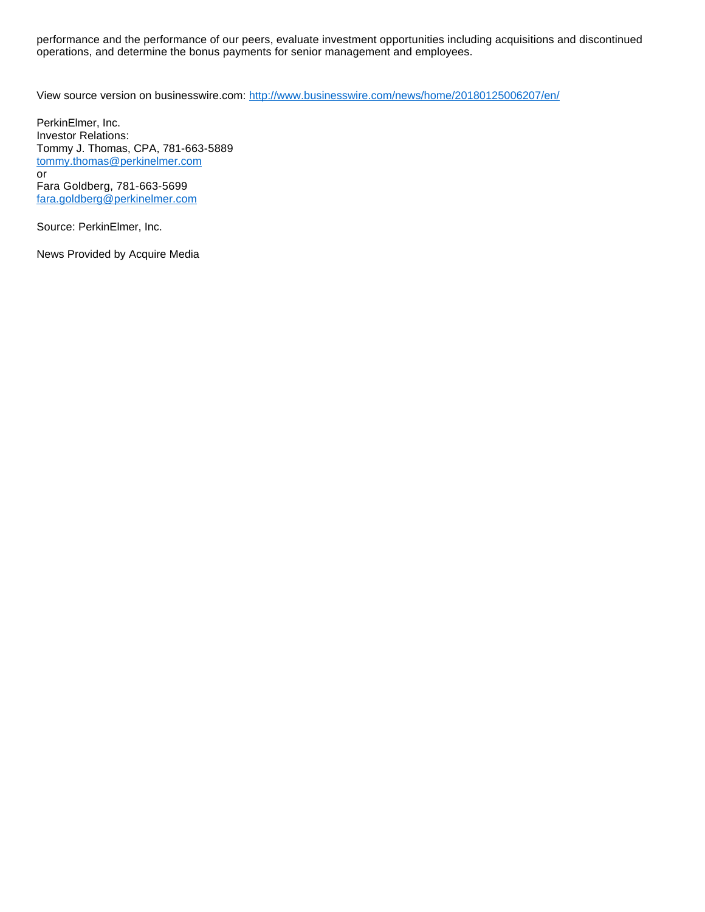performance and the performance of our peers, evaluate investment opportunities including acquisitions and discontinued operations, and determine the bonus payments for senior management and employees.

View source version on businesswire.com: http://www.businesswire.com/news/home/20180125006207/en/

PerkinElmer, Inc.
Investor Relations:
Tommy J. Thomas, CPA, 781-663-5889
tommy.thomas@perkinelmer.com
or
Fara Goldberg, 781-663-5699
fara.goldberg@perkinelmer.com

Source: PerkinElmer, Inc.

News Provided by Acquire Media